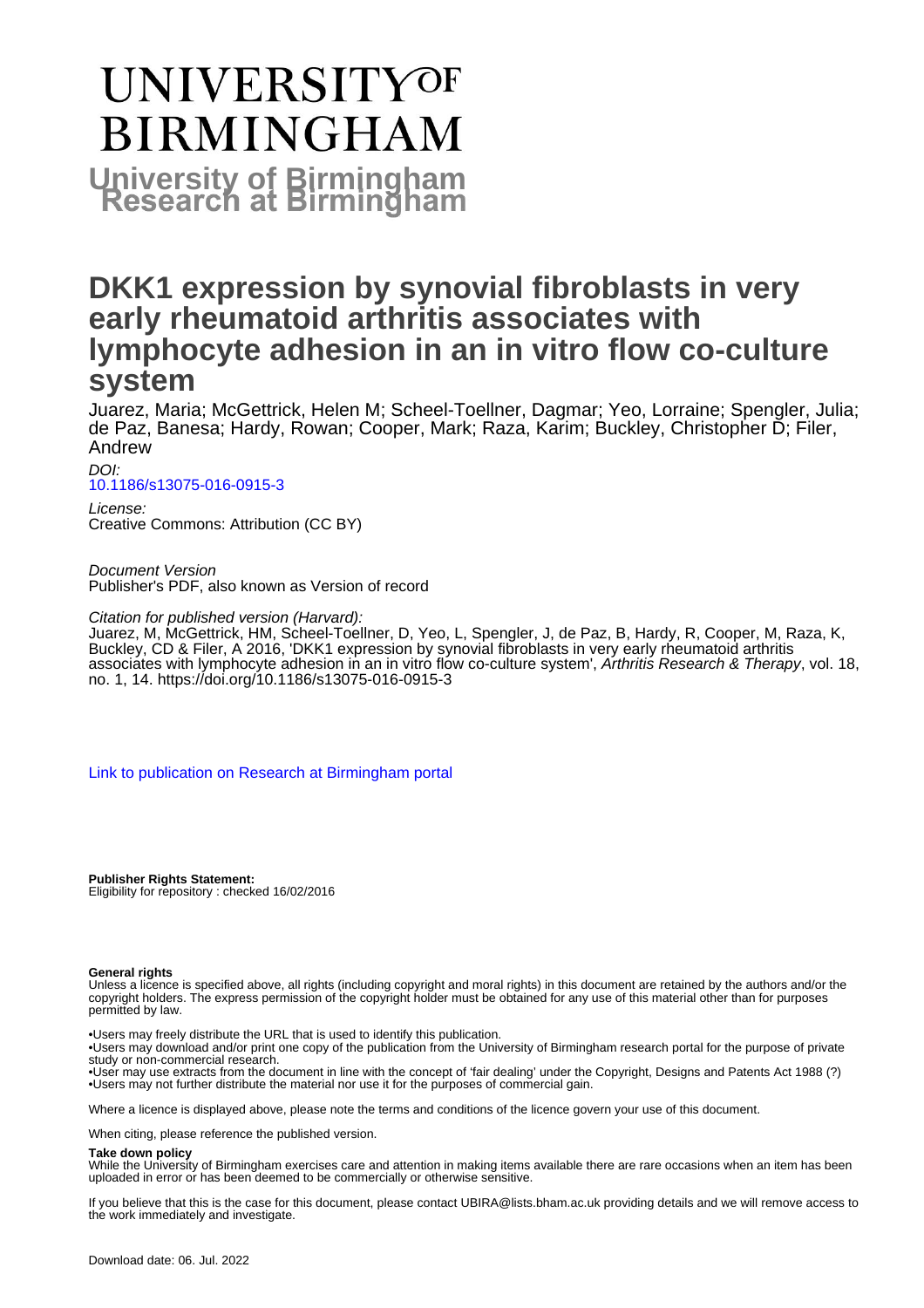# UNIVERSITY OF BIRMINGHAM

## University of Birmingham Research at Birmingham

# DKK1 expression by synovial fibroblasts in very early rheumatoid arthritis associates with lymphocyte adhesion in an in vitro flow co-culture system

Juarez, Maria; McGettrick, Helen M; Scheel-Toellner, Dagmar; Yeo, Lorraine; Spengler, Julia; de Paz, Banesa; Hardy, Rowan; Cooper, Mark; Raza, Karim; Buckley, Christopher D; Filer, Andrew

*DOI:*
10.1186/s13075-016-0915-3

*License:*
Creative Commons: Attribution (CC BY)

*Document Version*
Publisher's PDF, also known as Version of record

*Citation for published version (Harvard):*
Juarez, M, McGettrick, HM, Scheel-Toellner, D, Yeo, L, Spengler, J, de Paz, B, Hardy, R, Cooper, M, Raza, K, Buckley, CD & Filer, A 2016, 'DKK1 expression by synovial fibroblasts in very early rheumatoid arthritis associates with lymphocyte adhesion in an in vitro flow co-culture system', *Arthritis Research & Therapy*, vol. 18, no. 1, 14. https://doi.org/10.1186/s13075-016-0915-3

Link to publication on Research at Birmingham portal

**Publisher Rights Statement:**
Eligibility for repository : checked 16/02/2016

**General rights**

Unless a licence is specified above, all rights (including copyright and moral rights) in this document are retained by the authors and/or the copyright holders. The express permission of the copyright holder must be obtained for any use of this material other than for purposes permitted by law.

•Users may freely distribute the URL that is used to identify this publication.
•Users may download and/or print one copy of the publication from the University of Birmingham research portal for the purpose of private study or non-commercial research.
•User may use extracts from the document in line with the concept of 'fair dealing' under the Copyright, Designs and Patents Act 1988 (?)
•Users may not further distribute the material nor use it for the purposes of commercial gain.

Where a licence is displayed above, please note the terms and conditions of the licence govern your use of this document.

When citing, please reference the published version.

**Take down policy**

While the University of Birmingham exercises care and attention in making items available there are rare occasions when an item has been uploaded in error or has been deemed to be commercially or otherwise sensitive.

If you believe that this is the case for this document, please contact UBIRA@lists.bham.ac.uk providing details and we will remove access to the work immediately and investigate.

Download date: 06. Jul. 2022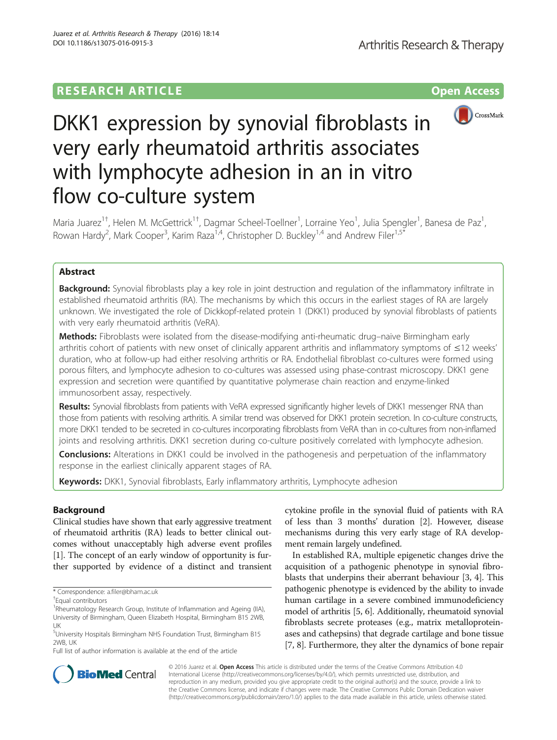# DKK1 expression by synovial fibroblasts in very early rheumatoid arthritis associates with lymphocyte adhesion in an in vitro flow co-culture system

Maria Juarez[1†], Helen M. McGettrick[1†], Dagmar Scheel-Toellner[1], Lorraine Yeo[1], Julia Spengler[1], Banesa de Paz[1], Rowan Hardy[2], Mark Cooper[3], Karim Raza[1,4], Christopher D. Buckley[1,4] and Andrew Filer[1,5*]

## Abstract

**Background:** Synovial fibroblasts play a key role in joint destruction and regulation of the inflammatory infiltrate in established rheumatoid arthritis (RA). The mechanisms by which this occurs in the earliest stages of RA are largely unknown. We investigated the role of Dickkopf-related protein 1 (DKK1) produced by synovial fibroblasts of patients with very early rheumatoid arthritis (VeRA).

**Methods:** Fibroblasts were isolated from the disease-modifying anti-rheumatic drug–naive Birmingham early arthritis cohort of patients with new onset of clinically apparent arthritis and inflammatory symptoms of ≤12 weeks' duration, who at follow-up had either resolving arthritis or RA. Endothelial fibroblast co-cultures were formed using porous filters, and lymphocyte adhesion to co-cultures was assessed using phase-contrast microscopy. DKK1 gene expression and secretion were quantified by quantitative polymerase chain reaction and enzyme-linked immunosorbent assay, respectively.

**Results:** Synovial fibroblasts from patients with VeRA expressed significantly higher levels of DKK1 messenger RNA than those from patients with resolving arthritis. A similar trend was observed for DKK1 protein secretion. In co-culture constructs, more DKK1 tended to be secreted in co-cultures incorporating fibroblasts from VeRA than in co-cultures from non-inflamed joints and resolving arthritis. DKK1 secretion during co-culture positively correlated with lymphocyte adhesion.

**Conclusions:** Alterations in DKK1 could be involved in the pathogenesis and perpetuation of the inflammatory response in the earliest clinically apparent stages of RA.

**Keywords:** DKK1, Synovial fibroblasts, Early inflammatory arthritis, Lymphocyte adhesion

## Background

Clinical studies have shown that early aggressive treatment of rheumatoid arthritis (RA) leads to better clinical outcomes without unacceptably high adverse event profiles [1]. The concept of an early window of opportunity is further supported by evidence of a distinct and transient cytokine profile in the synovial fluid of patients with RA of less than 3 months' duration [2]. However, disease mechanisms during this very early stage of RA development remain largely undefined.

In established RA, multiple epigenetic changes drive the acquisition of a pathogenic phenotype in synovial fibroblasts that underpins their aberrant behaviour [3, 4]. This pathogenic phenotype is evidenced by the ability to invade human cartilage in a severe combined immunodeficiency model of arthritis [5, 6]. Additionally, rheumatoid synovial fibroblasts secrete proteases (e.g., matrix metalloproteinases and cathepsins) that degrade cartilage and bone tissue [7, 8]. Furthermore, they alter the dynamics of bone repair

\* Correspondence: a.filer@bham.ac.uk

†Equal contributors

[1]Rheumatology Research Group, Institute of Inflammation and Ageing (IIA), University of Birmingham, Queen Elizabeth Hospital, Birmingham B15 2WB, UK

[5]University Hospitals Birmingham NHS Foundation Trust, Birmingham B15 2WB, UK

Full list of author information is available at the end of the article

© 2016 Juarez et al. **Open Access** This article is distributed under the terms of the Creative Commons Attribution 4.0 International License (http://creativecommons.org/licenses/by/4.0/), which permits unrestricted use, distribution, and reproduction in any medium, provided you give appropriate credit to the original author(s) and the source, provide a link to the Creative Commons license, and indicate if changes were made. The Creative Commons Public Domain Dedication waiver (http://creativecommons.org/publicdomain/zero/1.0/) applies to the data made available in this article, unless otherwise stated.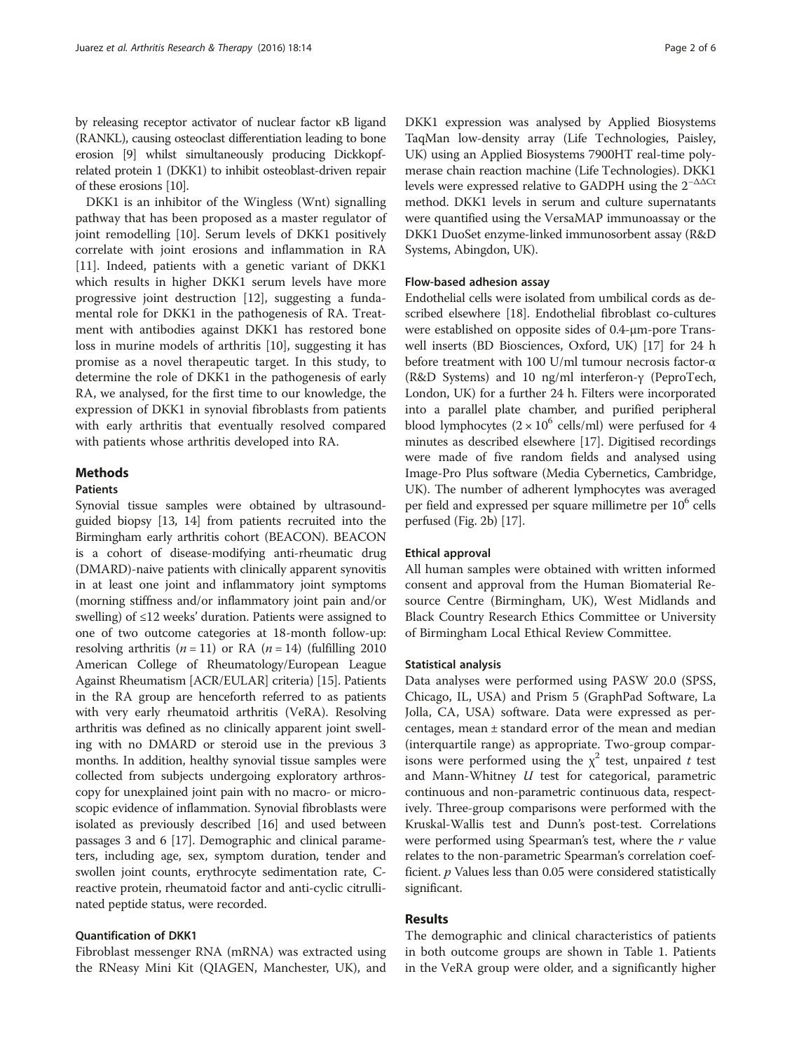by releasing receptor activator of nuclear factor κB ligand (RANKL), causing osteoclast differentiation leading to bone erosion [9] whilst simultaneously producing Dickkopf-related protein 1 (DKK1) to inhibit osteoblast-driven repair of these erosions [10].

DKK1 is an inhibitor of the Wingless (Wnt) signalling pathway that has been proposed as a master regulator of joint remodelling [10]. Serum levels of DKK1 positively correlate with joint erosions and inflammation in RA [11]. Indeed, patients with a genetic variant of DKK1 which results in higher DKK1 serum levels have more progressive joint destruction [12], suggesting a fundamental role for DKK1 in the pathogenesis of RA. Treatment with antibodies against DKK1 has restored bone loss in murine models of arthritis [10], suggesting it has promise as a novel therapeutic target. In this study, to determine the role of DKK1 in the pathogenesis of early RA, we analysed, for the first time to our knowledge, the expression of DKK1 in synovial fibroblasts from patients with early arthritis that eventually resolved compared with patients whose arthritis developed into RA.

## Methods

### Patients

Synovial tissue samples were obtained by ultrasound-guided biopsy [13, 14] from patients recruited into the Birmingham early arthritis cohort (BEACON). BEACON is a cohort of disease-modifying anti-rheumatic drug (DMARD)-naive patients with clinically apparent synovitis in at least one joint and inflammatory joint symptoms (morning stiffness and/or inflammatory joint pain and/or swelling) of ≤12 weeks' duration. Patients were assigned to one of two outcome categories at 18-month follow-up: resolving arthritis ($n = 11$) or RA ($n = 14$) (fulfilling 2010 American College of Rheumatology/European League Against Rheumatism [ACR/EULAR] criteria) [15]. Patients in the RA group are henceforth referred to as patients with very early rheumatoid arthritis (VeRA). Resolving arthritis was defined as no clinically apparent joint swelling with no DMARD or steroid use in the previous 3 months. In addition, healthy synovial tissue samples were collected from subjects undergoing exploratory arthroscopy for unexplained joint pain with no macro- or microscopic evidence of inflammation. Synovial fibroblasts were isolated as previously described [16] and used between passages 3 and 6 [17]. Demographic and clinical parameters, including age, sex, symptom duration, tender and swollen joint counts, erythrocyte sedimentation rate, C-reactive protein, rheumatoid factor and anti-cyclic citrullinated peptide status, were recorded.

### Quantification of DKK1

Fibroblast messenger RNA (mRNA) was extracted using the RNeasy Mini Kit (QIAGEN, Manchester, UK), and DKK1 expression was analysed by Applied Biosystems TaqMan low-density array (Life Technologies, Paisley, UK) using an Applied Biosystems 7900HT real-time polymerase chain reaction machine (Life Technologies). DKK1 levels were expressed relative to GADPH using the $2^{-\Delta\Delta Ct}$ method. DKK1 levels in serum and culture supernatants were quantified using the VersaMAP immunoassay or the DKK1 DuoSet enzyme-linked immunosorbent assay (R&D Systems, Abingdon, UK).

### Flow-based adhesion assay

Endothelial cells were isolated from umbilical cords as described elsewhere [18]. Endothelial fibroblast co-cultures were established on opposite sides of 0.4-μm-pore Transwell inserts (BD Biosciences, Oxford, UK) [17] for 24 h before treatment with 100 U/ml tumour necrosis factor-α (R&D Systems) and 10 ng/ml interferon-γ (PeproTech, London, UK) for a further 24 h. Filters were incorporated into a parallel plate chamber, and purified peripheral blood lymphocytes ($2 \times 10^6$ cells/ml) were perfused for 4 minutes as described elsewhere [17]. Digitised recordings were made of five random fields and analysed using Image-Pro Plus software (Media Cybernetics, Cambridge, UK). The number of adherent lymphocytes was averaged per field and expressed per square millimetre per $10^6$ cells perfused (Fig. 2b) [17].

### Ethical approval

All human samples were obtained with written informed consent and approval from the Human Biomaterial Resource Centre (Birmingham, UK), West Midlands and Black Country Research Ethics Committee or University of Birmingham Local Ethical Review Committee.

### Statistical analysis

Data analyses were performed using PASW 20.0 (SPSS, Chicago, IL, USA) and Prism 5 (GraphPad Software, La Jolla, CA, USA) software. Data were expressed as percentages, mean ± standard error of the mean and median (interquartile range) as appropriate. Two-group comparisons were performed using the $\chi^2$ test, unpaired $t$ test and Mann-Whitney $U$ test for categorical, parametric continuous and non-parametric continuous data, respectively. Three-group comparisons were performed with the Kruskal-Wallis test and Dunn's post-test. Correlations were performed using Spearman's test, where the $r$ value relates to the non-parametric Spearman's correlation coefficient. $p$ Values less than 0.05 were considered statistically significant.

## Results

The demographic and clinical characteristics of patients in both outcome groups are shown in Table 1. Patients in the VeRA group were older, and a significantly higher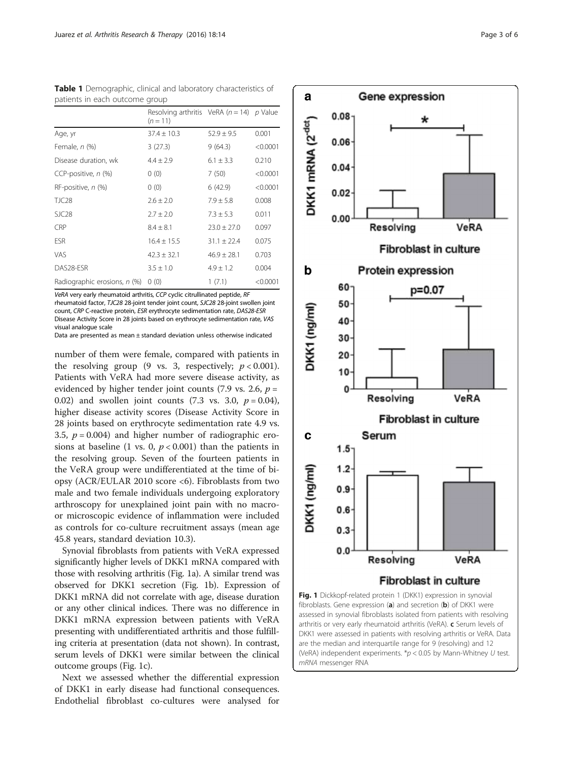**Table 1** Demographic, clinical and laboratory characteristics of patients in each outcome group

| | Resolving arthritis ($n = 11$) | VeRA ($n = 14$) | $p$ Value |
|---|---|---|---|
| Age, yr | 37.4 ± 10.3 | 52.9 ± 9.5 | 0.001 |
| Female, $n$ (%) | 3 (27.3) | 9 (64.3) | <0.0001 |
| Disease duration, wk | 4.4 ± 2.9 | 6.1 ± 3.3 | 0.210 |
| CCP-positive, $n$ (%) | 0 (0) | 7 (50) | <0.0001 |
| RF-positive, $n$ (%) | 0 (0) | 6 (42.9) | <0.0001 |
| TJC28 | 2.6 ± 2.0 | 7.9 ± 5.8 | 0.008 |
| SJC28 | 2.7 ± 2.0 | 7.3 ± 5.3 | 0.011 |
| CRP | 8.4 ± 8.1 | 23.0 ± 27.0 | 0.097 |
| ESR | 16.4 ± 15.5 | 31.1 ± 22.4 | 0.075 |
| VAS | 42.3 ± 32.1 | 46.9 ± 28.1 | 0.703 |
| DAS28-ESR | 3.5 ± 1.0 | 4.9 ± 1.2 | 0.004 |
| Radiographic erosions, $n$ (%) | 0 (0) | 1 (7.1) | <0.0001 |

*VeRA* very early rheumatoid arthritis, *CCP* cyclic citrullinated peptide, *RF* rheumatoid factor, *TJC28* 28-joint tender joint count, *SJC28* 28-joint swollen joint count, *CRP* C-reactive protein, *ESR* erythrocyte sedimentation rate, *DAS28-ESR* Disease Activity Score in 28 joints based on erythrocyte sedimentation rate, *VAS* visual analogue scale

Data are presented as mean ± standard deviation unless otherwise indicated

number of them were female, compared with patients in the resolving group (9 vs. 3, respectively; $p < 0.001$). Patients with VeRA had more severe disease activity, as evidenced by higher tender joint counts (7.9 vs. 2.6, $p = 0.02$) and swollen joint counts (7.3 vs. 3.0, $p = 0.04$), higher disease activity scores (Disease Activity Score in 28 joints based on erythrocyte sedimentation rate 4.9 vs. 3.5, $p = 0.004$) and higher number of radiographic erosions at baseline (1 vs. 0, $p < 0.001$) than the patients in the resolving group. Seven of the fourteen patients in the VeRA group were undifferentiated at the time of biopsy (ACR/EULAR 2010 score <6). Fibroblasts from two male and two female individuals undergoing exploratory arthroscopy for unexplained joint pain with no macro- or microscopic evidence of inflammation were included as controls for co-culture recruitment assays (mean age 45.8 years, standard deviation 10.3).

Synovial fibroblasts from patients with VeRA expressed significantly higher levels of DKK1 mRNA compared with those with resolving arthritis (Fig. 1a). A similar trend was observed for DKK1 secretion (Fig. 1b). Expression of DKK1 mRNA did not correlate with age, disease duration or any other clinical indices. There was no difference in DKK1 mRNA expression between patients with VeRA presenting with undifferentiated arthritis and those fulfilling criteria at presentation (data not shown). In contrast, serum levels of DKK1 were similar between the clinical outcome groups (Fig. 1c).

Next we assessed whether the differential expression of DKK1 in early disease had functional consequences. Endothelial fibroblast co-cultures were analysed for

**Fig. 1** Dickkopf-related protein 1 (DKK1) expression in synovial fibroblasts. Gene expression (**a**) and secretion (**b**) of DKK1 were assessed in synovial fibroblasts isolated from patients with resolving arthritis or very early rheumatoid arthritis (VeRA). **c** Serum levels of DKK1 were assessed in patients with resolving arthritis or VeRA. Data are the median and interquartile range for 9 (resolving) and 12 (VeRA) independent experiments. \*$p < 0.05$ by Mann-Whitney $U$ test. *mRNA* messenger RNA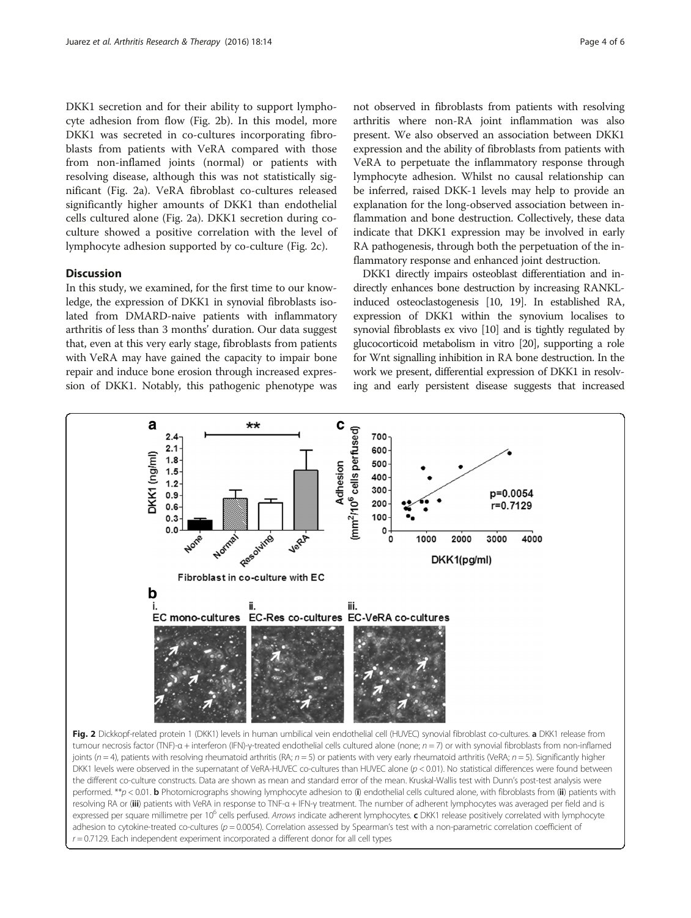DKK1 secretion and for their ability to support lymphocyte adhesion from flow (Fig. 2b). In this model, more DKK1 was secreted in co-cultures incorporating fibroblasts from patients with VeRA compared with those from non-inflamed joints (normal) or patients with resolving disease, although this was not statistically significant (Fig. 2a). VeRA fibroblast co-cultures released significantly higher amounts of DKK1 than endothelial cells cultured alone (Fig. 2a). DKK1 secretion during co-culture showed a positive correlation with the level of lymphocyte adhesion supported by co-culture (Fig. 2c).

## Discussion

In this study, we examined, for the first time to our knowledge, the expression of DKK1 in synovial fibroblasts isolated from DMARD-naive patients with inflammatory arthritis of less than 3 months' duration. Our data suggest that, even at this very early stage, fibroblasts from patients with VeRA may have gained the capacity to impair bone repair and induce bone erosion through increased expression of DKK1. Notably, this pathogenic phenotype was not observed in fibroblasts from patients with resolving arthritis where non-RA joint inflammation was also present. We also observed an association between DKK1 expression and the ability of fibroblasts from patients with VeRA to perpetuate the inflammatory response through lymphocyte adhesion. Whilst no causal relationship can be inferred, raised DKK-1 levels may help to provide an explanation for the long-observed association between inflammation and bone destruction. Collectively, these data indicate that DKK1 expression may be involved in early RA pathogenesis, through both the perpetuation of the inflammatory response and enhanced joint destruction.

DKK1 directly impairs osteoblast differentiation and indirectly enhances bone destruction by increasing RANKL-induced osteoclastogenesis [10, 19]. In established RA, expression of DKK1 within the synovium localises to synovial fibroblasts ex vivo [10] and is tightly regulated by glucocorticoid metabolism in vitro [20], supporting a role for Wnt signalling inhibition in RA bone destruction. In the work we present, differential expression of DKK1 in resolving and early persistent disease suggests that increased

**Fig. 2** Dickkopf-related protein 1 (DKK1) levels in human umbilical vein endothelial cell (HUVEC) synovial fibroblast co-cultures. **a** DKK1 release from tumour necrosis factor (TNF)-α + interferon (IFN)-γ-treated endothelial cells cultured alone (none; $n = 7$) or with synovial fibroblasts from non-inflamed joints ($n = 4$), patients with resolving rheumatoid arthritis (RA; $n = 5$) or patients with very early rheumatoid arthritis (VeRA; $n = 5$). Significantly higher DKK1 levels were observed in the supernatant of VeRA-HUVEC co-cultures than HUVEC alone ($p < 0.01$). No statistical differences were found between the different co-culture constructs. Data are shown as mean and standard error of the mean. Kruskal-Wallis test with Dunn's post-test analysis were performed. $^{**}p < 0.01$. **b** Photomicrographs showing lymphocyte adhesion to (**i**) endothelial cells cultured alone, with fibroblasts from (**ii**) patients with resolving RA or (**iii**) patients with VeRA in response to TNF-α + IFN-γ treatment. The number of adherent lymphocytes was averaged per field and is expressed per square millimetre per $10^6$ cells perfused. *Arrows* indicate adherent lymphocytes. **c** DKK1 release positively correlated with lymphocyte adhesion to cytokine-treated co-cultures ($p = 0.0054$). Correlation assessed by Spearman's test with a non-parametric correlation coefficient of $r = 0.7129$. Each independent experiment incorporated a different donor for all cell types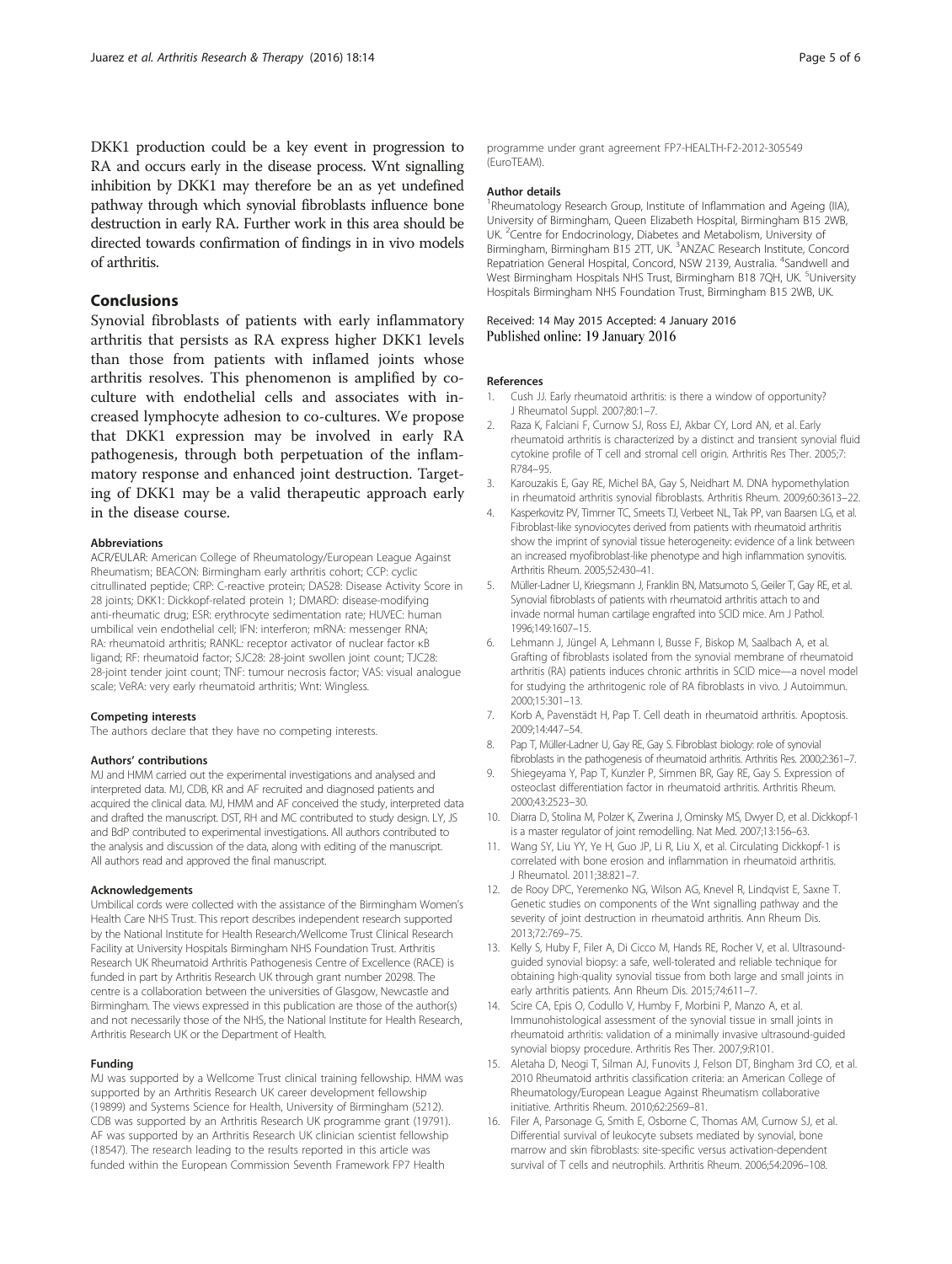DKK1 production could be a key event in progression to RA and occurs early in the disease process. Wnt signalling inhibition by DKK1 may therefore be an as yet undefined pathway through which synovial fibroblasts influence bone destruction in early RA. Further work in this area should be directed towards confirmation of findings in in vivo models of arthritis.

## Conclusions

Synovial fibroblasts of patients with early inflammatory arthritis that persists as RA express higher DKK1 levels than those from patients with inflamed joints whose arthritis resolves. This phenomenon is amplified by co-culture with endothelial cells and associates with increased lymphocyte adhesion to co-cultures. We propose that DKK1 expression may be involved in early RA pathogenesis, through both perpetuation of the inflammatory response and enhanced joint destruction. Targeting of DKK1 may be a valid therapeutic approach early in the disease course.

#### Abbreviations

ACR/EULAR: American College of Rheumatology/European League Against Rheumatism; BEACON: Birmingham early arthritis cohort; CCP: cyclic citrullinated peptide; CRP: C-reactive protein; DAS28: Disease Activity Score in 28 joints; DKK1: Dickkopf-related protein 1; DMARD: disease-modifying anti-rheumatic drug; ESR: erythrocyte sedimentation rate; HUVEC: human umbilical vein endothelial cell; IFN: interferon; mRNA: messenger RNA; RA: rheumatoid arthritis; RANKL: receptor activator of nuclear factor κB ligand; RF: rheumatoid factor; SJC28: 28-joint swollen joint count; TJC28: 28-joint tender joint count; TNF: tumour necrosis factor; VAS: visual analogue scale; VeRA: very early rheumatoid arthritis; Wnt: Wingless.

#### Competing interests

The authors declare that they have no competing interests.

#### Authors' contributions

MJ and HMM carried out the experimental investigations and analysed and interpreted data. MJ, CDB, KR and AF recruited and diagnosed patients and acquired the clinical data. MJ, HMM and AF conceived the study, interpreted data and drafted the manuscript. DST, RH and MC contributed to study design. LY, JS and BdP contributed to experimental investigations. All authors contributed to the analysis and discussion of the data, along with editing of the manuscript. All authors read and approved the final manuscript.

#### Acknowledgements

Umbilical cords were collected with the assistance of the Birmingham Women's Health Care NHS Trust. This report describes independent research supported by the National Institute for Health Research/Wellcome Trust Clinical Research Facility at University Hospitals Birmingham NHS Foundation Trust. Arthritis Research UK Rheumatoid Arthritis Pathogenesis Centre of Excellence (RACE) is funded in part by Arthritis Research UK through grant number 20298. The centre is a collaboration between the universities of Glasgow, Newcastle and Birmingham. The views expressed in this publication are those of the author(s) and not necessarily those of the NHS, the National Institute for Health Research, Arthritis Research UK or the Department of Health.

#### Funding

MJ was supported by a Wellcome Trust clinical training fellowship. HMM was supported by an Arthritis Research UK career development fellowship (19899) and Systems Science for Health, University of Birmingham (5212). CDB was supported by an Arthritis Research UK programme grant (19791). AF was supported by an Arthritis Research UK clinician scientist fellowship (18547). The research leading to the results reported in this article was funded within the European Commission Seventh Framework FP7 Health programme under grant agreement FP7-HEALTH-F2-2012-305549 (EuroTEAM).

#### Author details

[1]Rheumatology Research Group, Institute of Inflammation and Ageing (IIA), University of Birmingham, Queen Elizabeth Hospital, Birmingham B15 2WB, UK. [2]Centre for Endocrinology, Diabetes and Metabolism, University of Birmingham, Birmingham B15 2TT, UK. [3]ANZAC Research Institute, Concord Repatriation General Hospital, Concord, NSW 2139, Australia. [4]Sandwell and West Birmingham Hospitals NHS Trust, Birmingham B18 7QH, UK. [5]University Hospitals Birmingham NHS Foundation Trust, Birmingham B15 2WB, UK.

Received: 14 May 2015 Accepted: 4 January 2016
Published online: 19 January 2016

#### References

1. Cush JJ. Early rheumatoid arthritis: is there a window of opportunity? J Rheumatol Suppl. 2007;80:1–7.
2. Raza K, Falciani F, Curnow SJ, Ross EJ, Akbar CY, Lord AN, et al. Early rheumatoid arthritis is characterized by a distinct and transient synovial fluid cytokine profile of T cell and stromal cell origin. Arthritis Res Ther. 2005;7:R784–95.
3. Karouzakis E, Gay RE, Michel BA, Gay S, Neidhart M. DNA hypomethylation in rheumatoid arthritis synovial fibroblasts. Arthritis Rheum. 2009;60:3613–22.
4. Kasperkovitz PV, Timmer TC, Smeets TJ, Verbeet NL, Tak PP, van Baarsen LG, et al. Fibroblast-like synoviocytes derived from patients with rheumatoid arthritis show the imprint of synovial tissue heterogeneity: evidence of a link between an increased myofibroblast-like phenotype and high inflammation synovitis. Arthritis Rheum. 2005;52:430–41.
5. Müller-Ladner U, Kriegsmann J, Franklin BN, Matsumoto S, Geiler T, Gay RE, et al. Synovial fibroblasts of patients with rheumatoid arthritis attach to and invade normal human cartilage engrafted into SCID mice. Am J Pathol. 1996;149:1607–15.
6. Lehmann J, Jüngel A, Lehmann I, Busse F, Biskop M, Saalbach A, et al. Grafting of fibroblasts isolated from the synovial membrane of rheumatoid arthritis (RA) patients induces chronic arthritis in SCID mice—a novel model for studying the arthritogenic role of RA fibroblasts in vivo. J Autoimmun. 2000;15:301–13.
7. Korb A, Pavenstädt H, Pap T. Cell death in rheumatoid arthritis. Apoptosis. 2009;14:447–54.
8. Pap T, Müller-Ladner U, Gay RE, Gay S. Fibroblast biology: role of synovial fibroblasts in the pathogenesis of rheumatoid arthritis. Arthritis Res. 2000;2:361–7.
9. Shiegeyama Y, Pap T, Kunzler P, Simmen BR, Gay RE, Gay S. Expression of osteoclast differentiation factor in rheumatoid arthritis. Arthritis Rheum. 2000;43:2523–30.
10. Diarra D, Stolina M, Polzer K, Zwerina J, Ominsky MS, Dwyer D, et al. Dickkopf-1 is a master regulator of joint remodelling. Nat Med. 2007;13:156–63.
11. Wang SY, Liu YY, Ye H, Guo JP, Li R, Liu X, et al. Circulating Dickkopf-1 is correlated with bone erosion and inflammation in rheumatoid arthritis. J Rheumatol. 2011;38:821–7.
12. de Rooy DPC, Yeremenko NG, Wilson AG, Knevel R, Lindqvist E, Saxne T. Genetic studies on components of the Wnt signalling pathway and the severity of joint destruction in rheumatoid arthritis. Ann Rheum Dis. 2013;72:769–75.
13. Kelly S, Humby F, Filer A, Di Cicco M, Hands RE, Rocher V, et al. Ultrasound-guided synovial biopsy: a safe, well-tolerated and reliable technique for obtaining high-quality synovial tissue from both large and small joints in early arthritis patients. Ann Rheum Dis. 2015;74:611–7.
14. Scire CA, Epis O, Codullo V, Humby F, Morbini P, Manzo A, et al. Immunohistological assessment of the synovial tissue in small joints in rheumatoid arthritis: validation of a minimally invasive ultrasound-guided synovial biopsy procedure. Arthritis Res Ther. 2007;9:R101.
15. Aletaha D, Neogi T, Silman AJ, Funovits J, Felson DT, Bingham 3rd CO, et al. 2010 Rheumatoid arthritis classification criteria: an American College of Rheumatology/European League Against Rheumatism collaborative initiative. Arthritis Rheum. 2010;62:2569–81.
16. Filer A, Parsonage G, Smith E, Osborne C, Thomas AM, Curnow SJ, et al. Differential survival of leukocyte subsets mediated by synovial, bone marrow and skin fibroblasts: site-specific versus activation-dependent survival of T cells and neutrophils. Arthritis Rheum. 2006;54:2096–108.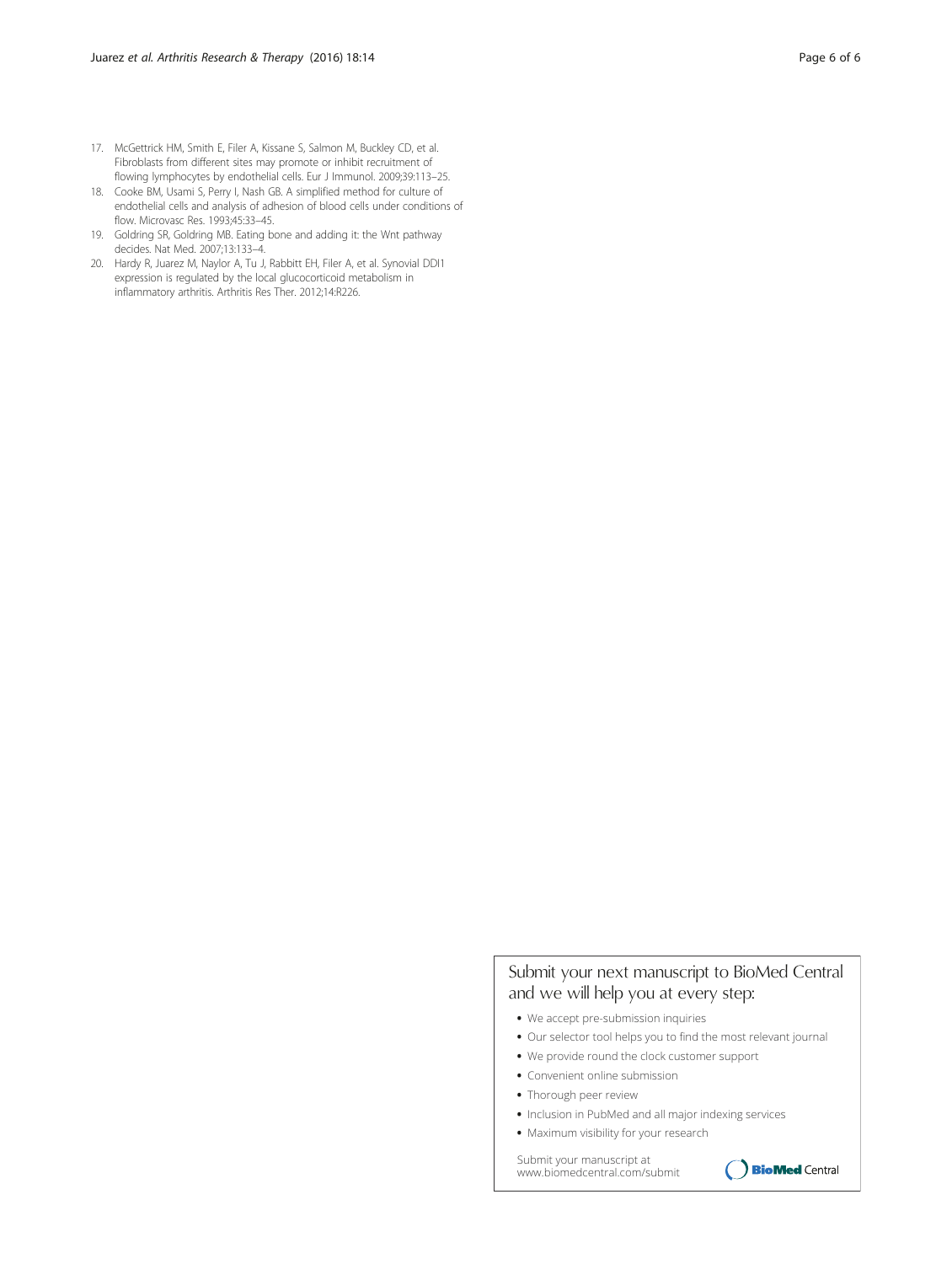17. McGettrick HM, Smith E, Filer A, Kissane S, Salmon M, Buckley CD, et al. Fibroblasts from different sites may promote or inhibit recruitment of flowing lymphocytes by endothelial cells. Eur J Immunol. 2009;39:113–25.
18. Cooke BM, Usami S, Perry I, Nash GB. A simplified method for culture of endothelial cells and analysis of adhesion of blood cells under conditions of flow. Microvasc Res. 1993;45:33–45.
19. Goldring SR, Goldring MB. Eating bone and adding it: the Wnt pathway decides. Nat Med. 2007;13:133–4.
20. Hardy R, Juarez M, Naylor A, Tu J, Rabbitt EH, Filer A, et al. Synovial DDI1 expression is regulated by the local glucocorticoid metabolism in inflammatory arthritis. Arthritis Res Ther. 2012;14:R226.

Submit your next manuscript to BioMed Central and we will help you at every step:

- We accept pre-submission inquiries
- Our selector tool helps you to find the most relevant journal
- We provide round the clock customer support
- Convenient online submission
- Thorough peer review
- Inclusion in PubMed and all major indexing services
- Maximum visibility for your research

Submit your manuscript at
www.biomedcentral.com/submit

BioMed Central